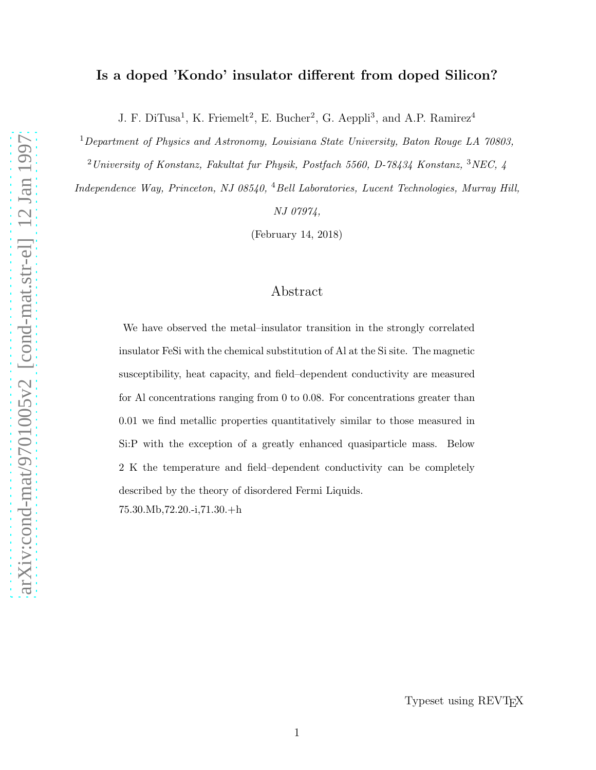# Is a doped 'Kondo' insulator different from doped Silicon?

J. F. DiTusa[1], K. Friemelt[2], E. Bucher[2], G. Aeppli[3], and A.P. Ramirez[4]

[1]*Department of Physics and Astronomy, Louisiana State University, Baton Rouge LA 70803,*

[2]*University of Konstanz, Fakultat fur Physik, Postfach 5560, D-78434 Konstanz,* [3]*NEC, 4 Independence Way, Princeton, NJ 08540,* [4]*Bell Laboratories, Lucent Technologies, Murray Hill, NJ 07974,*

(February 14, 2018)

## Abstract

We have observed the metal–insulator transition in the strongly correlated insulator FeSi with the chemical substitution of Al at the Si site. The magnetic susceptibility, heat capacity, and field–dependent conductivity are measured for Al concentrations ranging from 0 to 0.08. For concentrations greater than 0.01 we find metallic properties quantitatively similar to those measured in Si:P with the exception of a greatly enhanced quasiparticle mass. Below 2 K the temperature and field–dependent conductivity can be completely described by the theory of disordered Fermi Liquids.

75.30.Mb,72.20.-i,71.30.+h

Typeset using REVTEX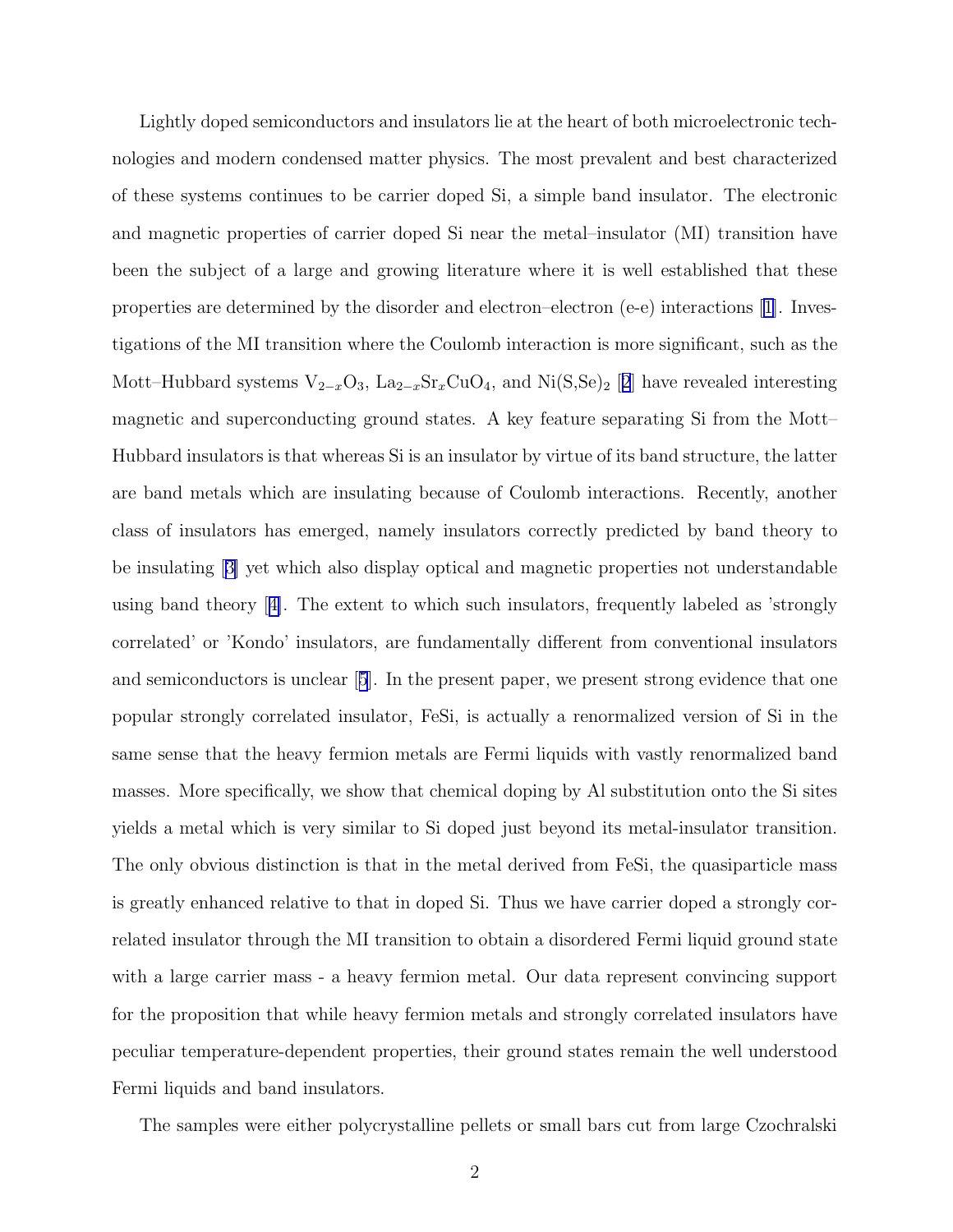Lightly doped semiconductors and insulators lie at the heart of both microelectronic technologies and modern condensed matter physics. The most prevalent and best characterized of these systems continues to be carrier doped Si, a simple band insulator. The electronic and magnetic properties of carrier doped Si near the metal–insulator (MI) transition have been the subject of a large and growing literature where it is well established that these properties are determined by the disorder and electron–electron (e-e) interactions [1]. Investigations of the MI transition where the Coulomb interaction is more significant, such as the Mott–Hubbard systems $V_{2-x}O_3$, $La_{2-x}Sr_xCuO_4$, and $Ni(S,Se)_2$ [2] have revealed interesting magnetic and superconducting ground states. A key feature separating Si from the Mott–Hubbard insulators is that whereas Si is an insulator by virtue of its band structure, the latter are band metals which are insulating because of Coulomb interactions. Recently, another class of insulators has emerged, namely insulators correctly predicted by band theory to be insulating [3] yet which also display optical and magnetic properties not understandable using band theory [4]. The extent to which such insulators, frequently labeled as 'strongly correlated' or 'Kondo' insulators, are fundamentally different from conventional insulators and semiconductors is unclear [5]. In the present paper, we present strong evidence that one popular strongly correlated insulator, FeSi, is actually a renormalized version of Si in the same sense that the heavy fermion metals are Fermi liquids with vastly renormalized band masses. More specifically, we show that chemical doping by Al substitution onto the Si sites yields a metal which is very similar to Si doped just beyond its metal-insulator transition. The only obvious distinction is that in the metal derived from FeSi, the quasiparticle mass is greatly enhanced relative to that in doped Si. Thus we have carrier doped a strongly correlated insulator through the MI transition to obtain a disordered Fermi liquid ground state with a large carrier mass - a heavy fermion metal. Our data represent convincing support for the proposition that while heavy fermion metals and strongly correlated insulators have peculiar temperature-dependent properties, their ground states remain the well understood Fermi liquids and band insulators.

The samples were either polycrystalline pellets or small bars cut from large Czochralski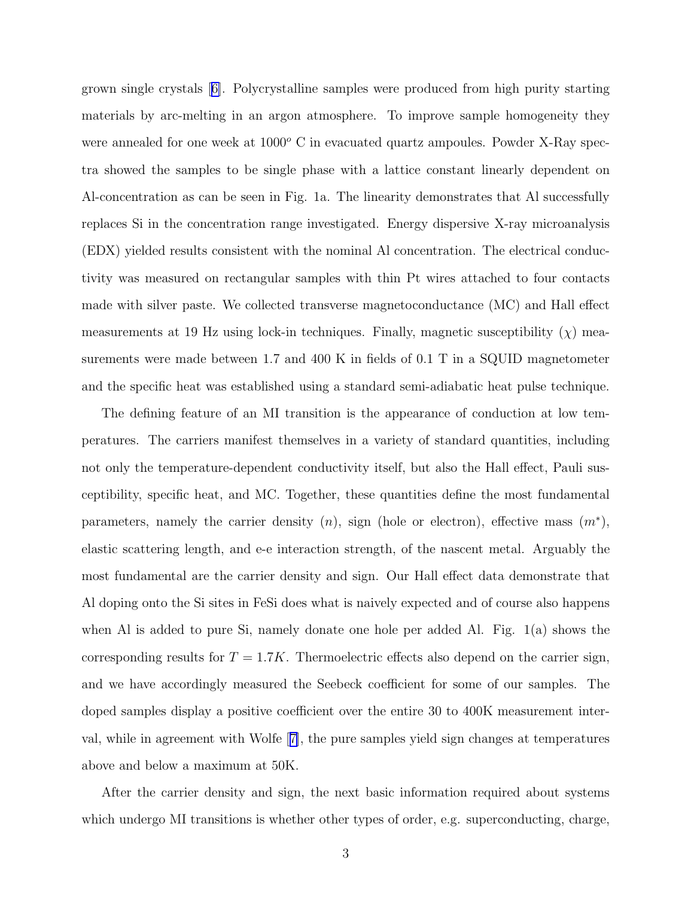grown single crystals [6]. Polycrystalline samples were produced from high purity starting materials by arc-melting in an argon atmosphere. To improve sample homogeneity they were annealed for one week at $1000^o$ C in evacuated quartz ampoules. Powder X-Ray spectra showed the samples to be single phase with a lattice constant linearly dependent on Al-concentration as can be seen in Fig. 1a. The linearity demonstrates that Al successfully replaces Si in the concentration range investigated. Energy dispersive X-ray microanalysis (EDX) yielded results consistent with the nominal Al concentration. The electrical conductivity was measured on rectangular samples with thin Pt wires attached to four contacts made with silver paste. We collected transverse magnetoconductance (MC) and Hall effect measurements at 19 Hz using lock-in techniques. Finally, magnetic susceptibility ($\chi$) measurements were made between 1.7 and 400 K in fields of 0.1 T in a SQUID magnetometer and the specific heat was established using a standard semi-adiabatic heat pulse technique.

The defining feature of an MI transition is the appearance of conduction at low temperatures. The carriers manifest themselves in a variety of standard quantities, including not only the temperature-dependent conductivity itself, but also the Hall effect, Pauli susceptibility, specific heat, and MC. Together, these quantities define the most fundamental parameters, namely the carrier density ($n$), sign (hole or electron), effective mass ($m^*$), elastic scattering length, and e-e interaction strength, of the nascent metal. Arguably the most fundamental are the carrier density and sign. Our Hall effect data demonstrate that Al doping onto the Si sites in FeSi does what is naively expected and of course also happens when Al is added to pure Si, namely donate one hole per added Al. Fig. 1(a) shows the corresponding results for $T = 1.7K$. Thermoelectric effects also depend on the carrier sign, and we have accordingly measured the Seebeck coefficient for some of our samples. The doped samples display a positive coefficient over the entire 30 to 400K measurement interval, while in agreement with Wolfe [7], the pure samples yield sign changes at temperatures above and below a maximum at 50K.

After the carrier density and sign, the next basic information required about systems which undergo MI transitions is whether other types of order, e.g. superconducting, charge,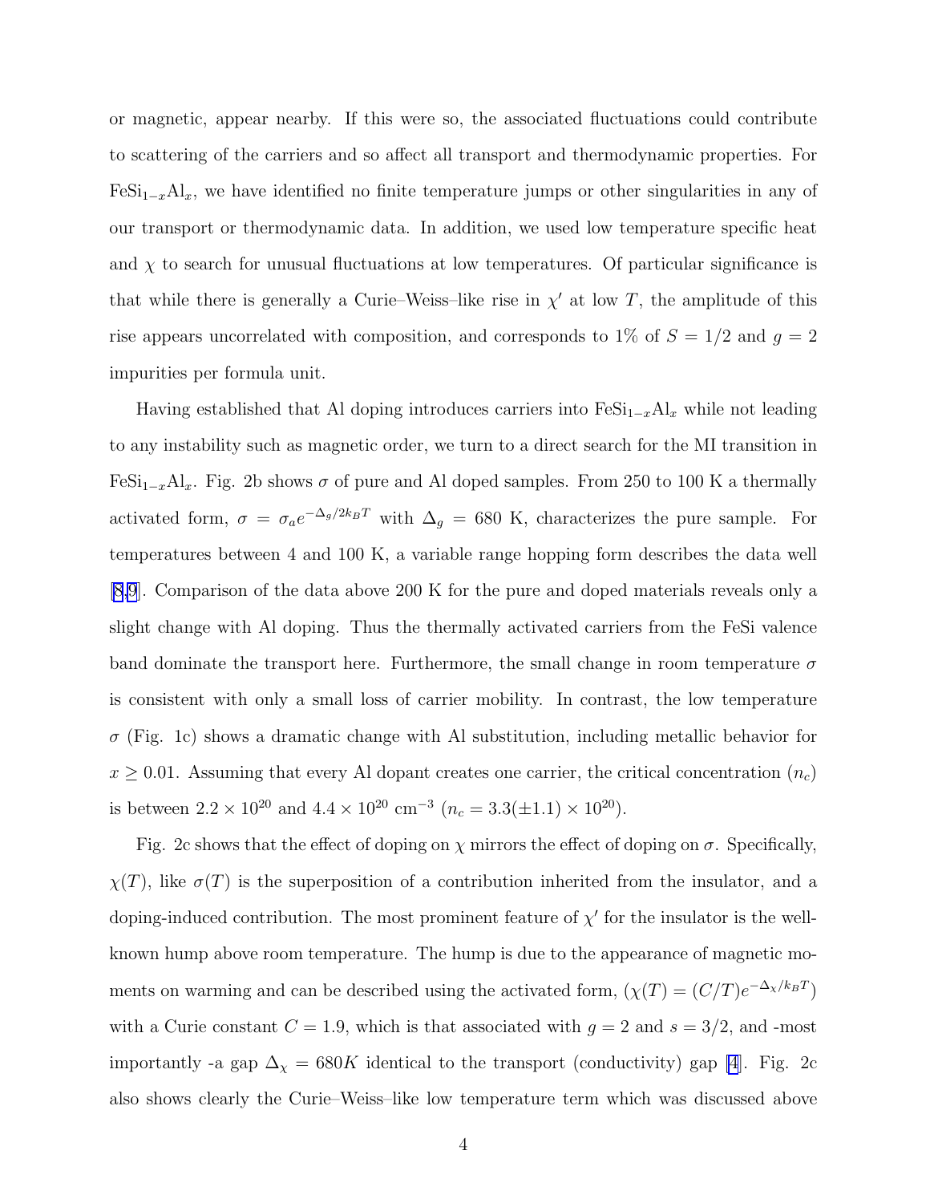or magnetic, appear nearby. If this were so, the associated fluctuations could contribute to scattering of the carriers and so affect all transport and thermodynamic properties. For $FeSi_{1-x}Al_x$, we have identified no finite temperature jumps or other singularities in any of our transport or thermodynamic data. In addition, we used low temperature specific heat and $\chi$ to search for unusual fluctuations at low temperatures. Of particular significance is that while there is generally a Curie–Weiss–like rise in $\chi'$ at low $T$, the amplitude of this rise appears uncorrelated with composition, and corresponds to 1% of $S = 1/2$ and $g = 2$ impurities per formula unit.

Having established that Al doping introduces carriers into $FeSi_{1-x}Al_x$ while not leading to any instability such as magnetic order, we turn to a direct search for the MI transition in $FeSi_{1-x}Al_x$. Fig. 2b shows $\sigma$ of pure and Al doped samples. From 250 to 100 K a thermally activated form, $\sigma = \sigma_a e^{-\Delta_g/2k_BT}$ with $\Delta_g = 680$ K, characterizes the pure sample. For temperatures between 4 and 100 K, a variable range hopping form describes the data well [8,9]. Comparison of the data above 200 K for the pure and doped materials reveals only a slight change with Al doping. Thus the thermally activated carriers from the FeSi valence band dominate the transport here. Furthermore, the small change in room temperature $\sigma$ is consistent with only a small loss of carrier mobility. In contrast, the low temperature $\sigma$ (Fig. 1c) shows a dramatic change with Al substitution, including metallic behavior for $x \geq 0.01$. Assuming that every Al dopant creates one carrier, the critical concentration ($n_c$) is between $2.2 \times 10^{20}$ and $4.4 \times 10^{20}$ cm$^{-3}$ ($n_c = 3.3(\pm 1.1) \times 10^{20}$).

Fig. 2c shows that the effect of doping on $\chi$ mirrors the effect of doping on $\sigma$. Specifically, $\chi(T)$, like $\sigma(T)$ is the superposition of a contribution inherited from the insulator, and a doping-induced contribution. The most prominent feature of $\chi'$ for the insulator is the well-known hump above room temperature. The hump is due to the appearance of magnetic moments on warming and can be described using the activated form, ($\chi(T) = (C/T)e^{-\Delta_\chi/k_BT}$) with a Curie constant $C = 1.9$, which is that associated with $g = 2$ and $s = 3/2$, and -most importantly -a gap $\Delta_\chi = 680K$ identical to the transport (conductivity) gap [4]. Fig. 2c also shows clearly the Curie–Weiss–like low temperature term which was discussed above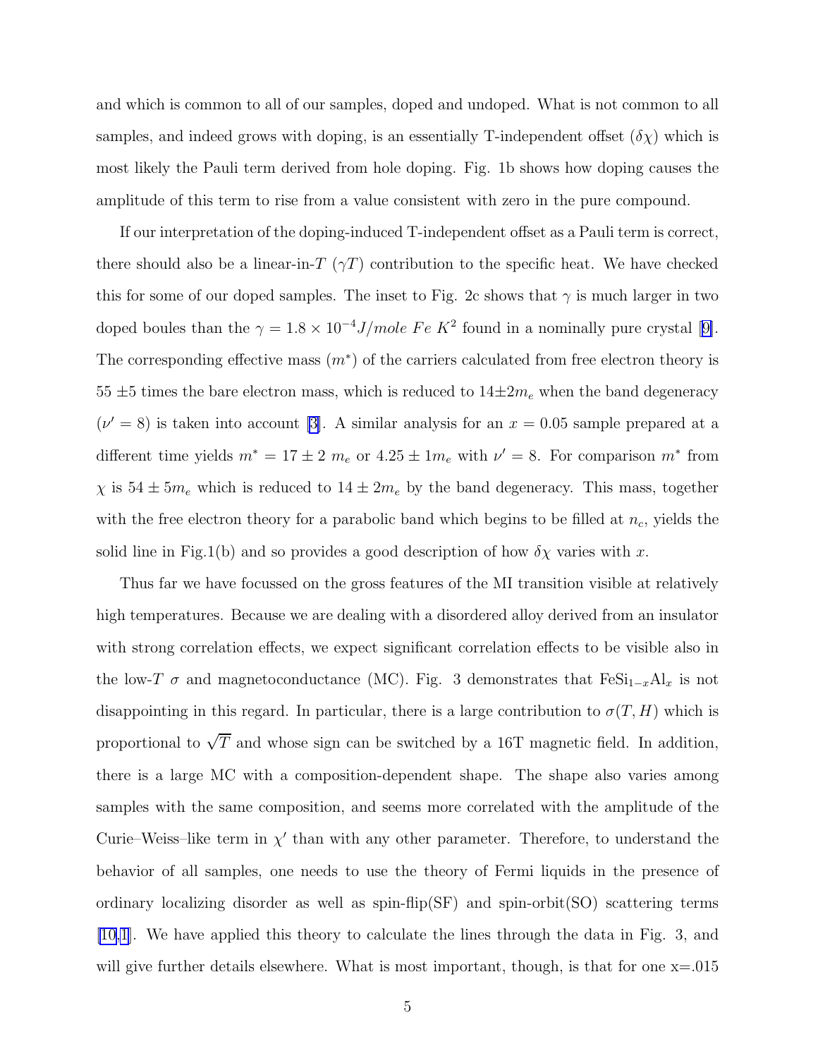and which is common to all of our samples, doped and undoped. What is not common to all samples, and indeed grows with doping, is an essentially T-independent offset ($\delta\chi$) which is most likely the Pauli term derived from hole doping. Fig. 1b shows how doping causes the amplitude of this term to rise from a value consistent with zero in the pure compound.

If our interpretation of the doping-induced T-independent offset as a Pauli term is correct, there should also be a linear-in-$T$ ($\gamma T$) contribution to the specific heat. We have checked this for some of our doped samples. The inset to Fig. 2c shows that $\gamma$ is much larger in two doped boules than the $\gamma = 1.8 \times 10^{-4} J/mole\ Fe\ K^2$ found in a nominally pure crystal [9]. The corresponding effective mass ($m^*$) of the carriers calculated from free electron theory is $55 \pm 5$ times the bare electron mass, which is reduced to $14 \pm 2 m_e$ when the band degeneracy ($\nu' = 8$) is taken into account [3]. A similar analysis for an $x = 0.05$ sample prepared at a different time yields $m^* = 17 \pm 2\ m_e$ or $4.25 \pm 1 m_e$ with $\nu' = 8$. For comparison $m^*$ from $\chi$ is $54 \pm 5 m_e$ which is reduced to $14 \pm 2 m_e$ by the band degeneracy. This mass, together with the free electron theory for a parabolic band which begins to be filled at $n_c$, yields the solid line in Fig.1(b) and so provides a good description of how $\delta\chi$ varies with $x$.

Thus far we have focussed on the gross features of the MI transition visible at relatively high temperatures. Because we are dealing with a disordered alloy derived from an insulator with strong correlation effects, we expect significant correlation effects to be visible also in the low-$T$ $\sigma$ and magnetoconductance (MC). Fig. 3 demonstrates that $FeSi_{1-x}Al_x$ is not disappointing in this regard. In particular, there is a large contribution to $\sigma(T, H)$ which is proportional to $\sqrt{T}$ and whose sign can be switched by a 16T magnetic field. In addition, there is a large MC with a composition-dependent shape. The shape also varies among samples with the same composition, and seems more correlated with the amplitude of the Curie–Weiss–like term in $\chi'$ than with any other parameter. Therefore, to understand the behavior of all samples, one needs to use the theory of Fermi liquids in the presence of ordinary localizing disorder as well as spin-flip(SF) and spin-orbit(SO) scattering terms [10,1]. We have applied this theory to calculate the lines through the data in Fig. 3, and will give further details elsewhere. What is most important, though, is that for one x=.015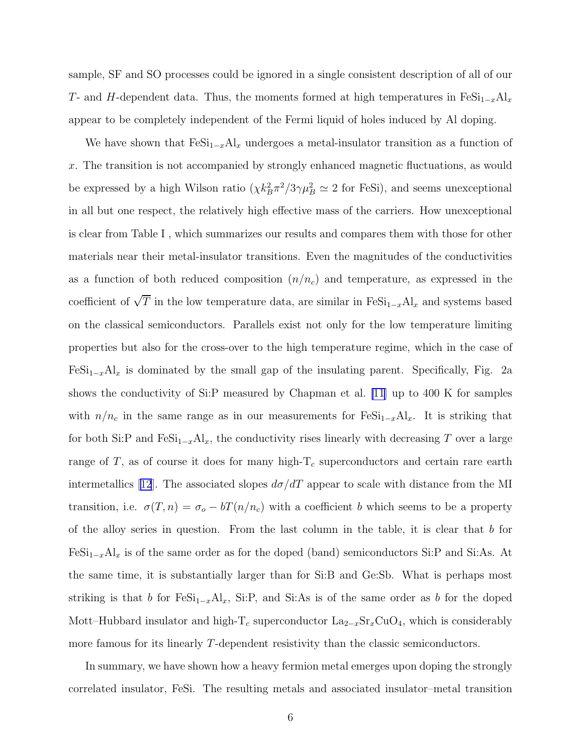sample, SF and SO processes could be ignored in a single consistent description of all of our $T$- and $H$-dependent data. Thus, the moments formed at high temperatures in $FeSi_{1-x}Al_x$ appear to be completely independent of the Fermi liquid of holes induced by Al doping.

We have shown that $FeSi_{1-x}Al_x$ undergoes a metal-insulator transition as a function of $x$. The transition is not accompanied by strongly enhanced magnetic fluctuations, as would be expressed by a high Wilson ratio ($\chi k_B^2 \pi^2 / 3\gamma\mu_B^2 \simeq 2$ for FeSi), and seems unexceptional in all but one respect, the relatively high effective mass of the carriers. How unexceptional is clear from Table I , which summarizes our results and compares them with those for other materials near their metal-insulator transitions. Even the magnitudes of the conductivities as a function of both reduced composition ($n/n_c$) and temperature, as expressed in the coefficient of $\sqrt{T}$ in the low temperature data, are similar in $FeSi_{1-x}Al_x$ and systems based on the classical semiconductors. Parallels exist not only for the low temperature limiting properties but also for the cross-over to the high temperature regime, which in the case of $FeSi_{1-x}Al_x$ is dominated by the small gap of the insulating parent. Specifically, Fig. 2a shows the conductivity of Si:P measured by Chapman et al. [11] up to 400 K for samples with $n/n_c$ in the same range as in our measurements for $FeSi_{1-x}Al_x$. It is striking that for both Si:P and $FeSi_{1-x}Al_x$, the conductivity rises linearly with decreasing $T$ over a large range of $T$, as of course it does for many high-$T_c$ superconductors and certain rare earth intermetallics [12]. The associated slopes $d\sigma/dT$ appear to scale with distance from the MI transition, i.e. $\sigma(T, n) = \sigma_o - bT(n/n_c)$ with a coefficient $b$ which seems to be a property of the alloy series in question. From the last column in the table, it is clear that $b$ for $FeSi_{1-x}Al_x$ is of the same order as for the doped (band) semiconductors Si:P and Si:As. At the same time, it is substantially larger than for Si:B and Ge:Sb. What is perhaps most striking is that $b$ for $FeSi_{1-x}Al_x$, Si:P, and Si:As is of the same order as $b$ for the doped Mott–Hubbard insulator and high-$T_c$ superconductor $La_{2-x}Sr_xCuO_4$, which is considerably more famous for its linearly $T$-dependent resistivity than the classic semiconductors.

In summary, we have shown how a heavy fermion metal emerges upon doping the strongly correlated insulator, FeSi. The resulting metals and associated insulator–metal transition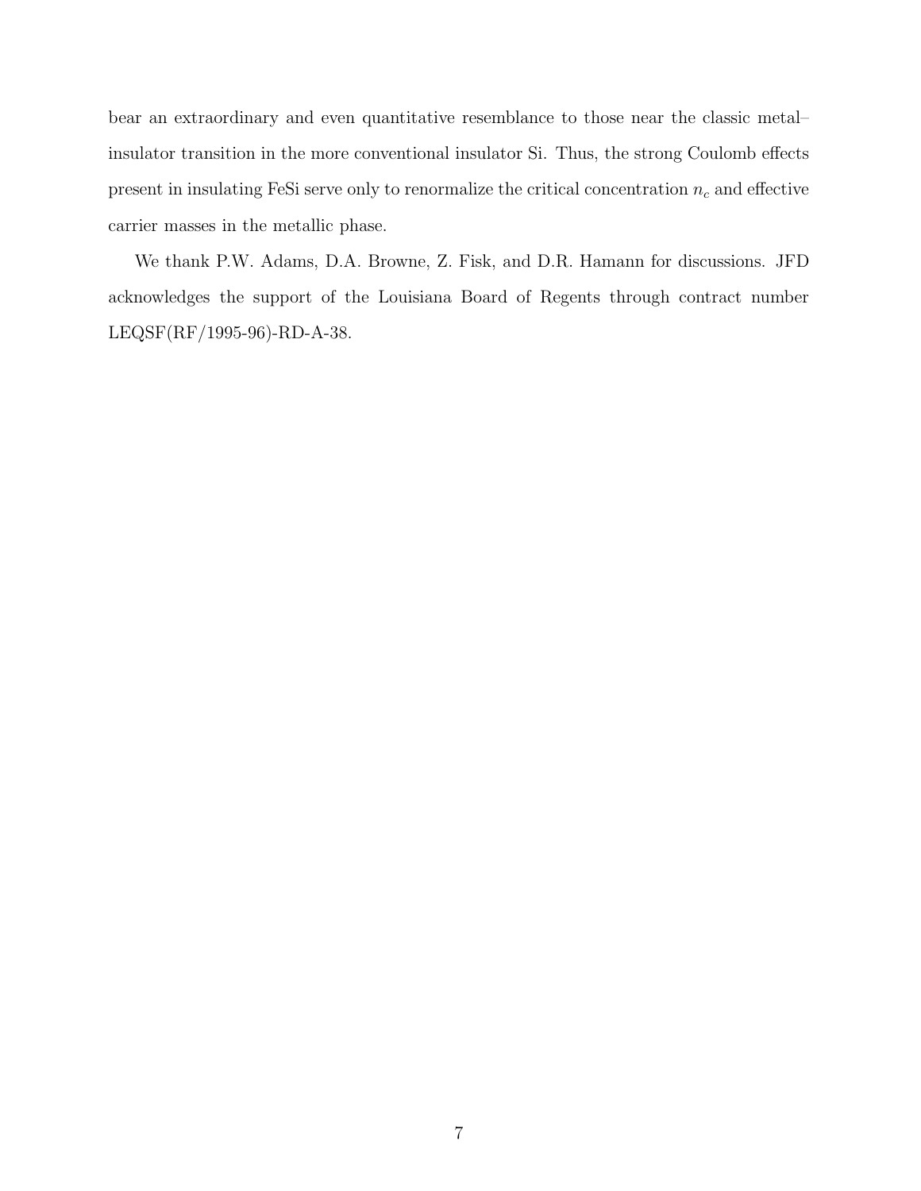bear an extraordinary and even quantitative resemblance to those near the classic metal–insulator transition in the more conventional insulator Si. Thus, the strong Coulomb effects present in insulating FeSi serve only to renormalize the critical concentration $n_c$ and effective carrier masses in the metallic phase.

We thank P.W. Adams, D.A. Browne, Z. Fisk, and D.R. Hamann for discussions. JFD acknowledges the support of the Louisiana Board of Regents through contract number LEQSF(RF/1995-96)-RD-A-38.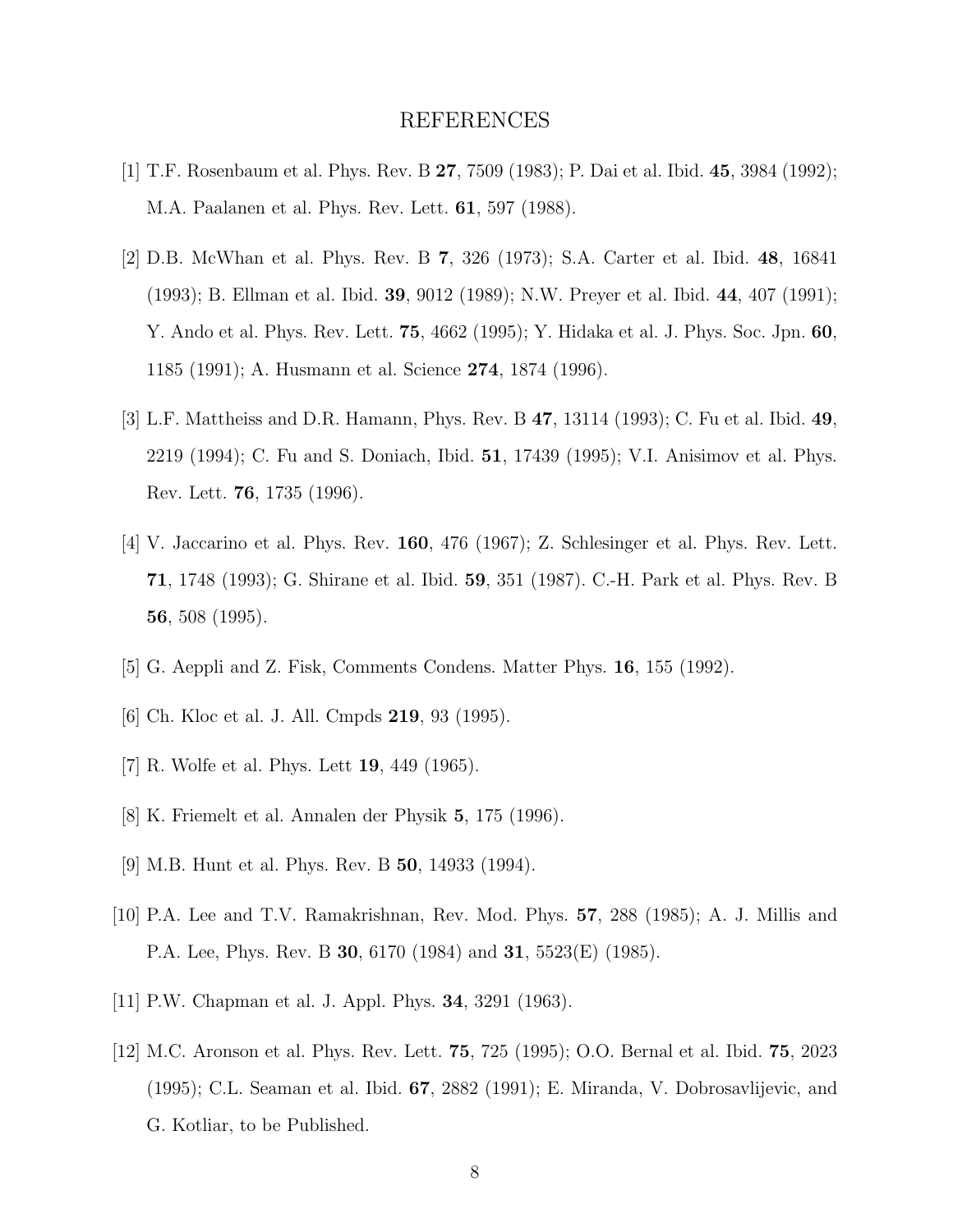# REFERENCES

[1] T.F. Rosenbaum et al. Phys. Rev. B **27**, 7509 (1983); P. Dai et al. Ibid. **45**, 3984 (1992); M.A. Paalanen et al. Phys. Rev. Lett. **61**, 597 (1988).

[2] D.B. McWhan et al. Phys. Rev. B **7**, 326 (1973); S.A. Carter et al. Ibid. **48**, 16841 (1993); B. Ellman et al. Ibid. **39**, 9012 (1989); N.W. Preyer et al. Ibid. **44**, 407 (1991); Y. Ando et al. Phys. Rev. Lett. **75**, 4662 (1995); Y. Hidaka et al. J. Phys. Soc. Jpn. **60**, 1185 (1991); A. Husmann et al. Science **274**, 1874 (1996).

[3] L.F. Mattheiss and D.R. Hamann, Phys. Rev. B **47**, 13114 (1993); C. Fu et al. Ibid. **49**, 2219 (1994); C. Fu and S. Doniach, Ibid. **51**, 17439 (1995); V.I. Anisimov et al. Phys. Rev. Lett. **76**, 1735 (1996).

[4] V. Jaccarino et al. Phys. Rev. **160**, 476 (1967); Z. Schlesinger et al. Phys. Rev. Lett. **71**, 1748 (1993); G. Shirane et al. Ibid. **59**, 351 (1987). C.-H. Park et al. Phys. Rev. B **56**, 508 (1995).

[5] G. Aeppli and Z. Fisk, Comments Condens. Matter Phys. **16**, 155 (1992).

[6] Ch. Kloc et al. J. All. Cmpds **219**, 93 (1995).

[7] R. Wolfe et al. Phys. Lett **19**, 449 (1965).

[8] K. Friemelt et al. Annalen der Physik **5**, 175 (1996).

[9] M.B. Hunt et al. Phys. Rev. B **50**, 14933 (1994).

[10] P.A. Lee and T.V. Ramakrishnan, Rev. Mod. Phys. **57**, 288 (1985); A. J. Millis and P.A. Lee, Phys. Rev. B **30**, 6170 (1984) and **31**, 5523(E) (1985).

[11] P.W. Chapman et al. J. Appl. Phys. **34**, 3291 (1963).

[12] M.C. Aronson et al. Phys. Rev. Lett. **75**, 725 (1995); O.O. Bernal et al. Ibid. **75**, 2023 (1995); C.L. Seaman et al. Ibid. **67**, 2882 (1991); E. Miranda, V. Dobrosavlijevic, and G. Kotliar, to be Published.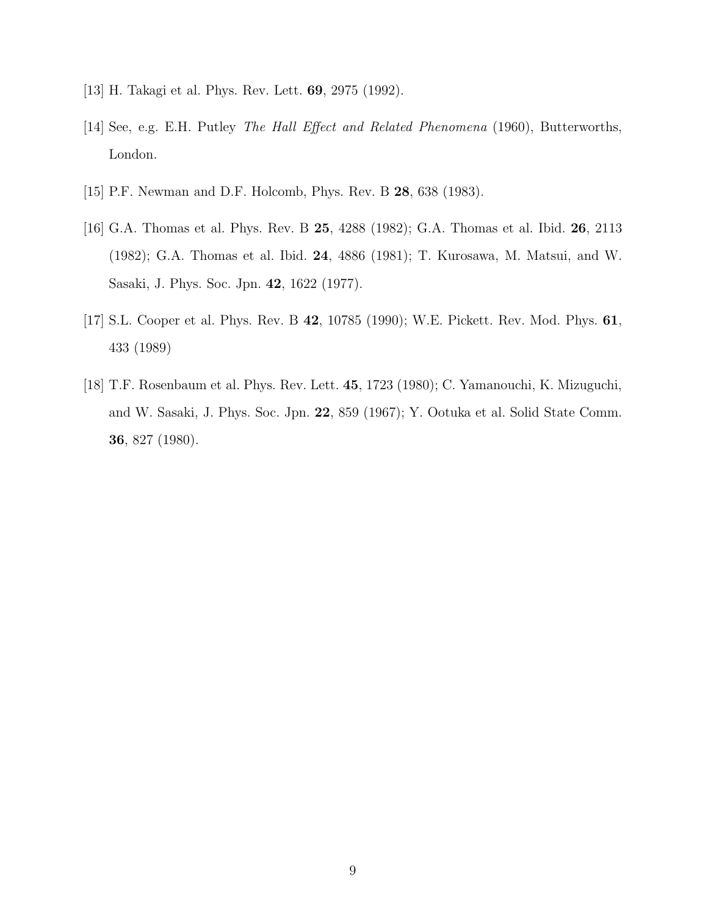[13] H. Takagi et al. Phys. Rev. Lett. **69**, 2975 (1992).

[14] See, e.g. E.H. Putley *The Hall Effect and Related Phenomena* (1960), Butterworths, London.

[15] P.F. Newman and D.F. Holcomb, Phys. Rev. B **28**, 638 (1983).

[16] G.A. Thomas et al. Phys. Rev. B **25**, 4288 (1982); G.A. Thomas et al. Ibid. **26**, 2113 (1982); G.A. Thomas et al. Ibid. **24**, 4886 (1981); T. Kurosawa, M. Matsui, and W. Sasaki, J. Phys. Soc. Jpn. **42**, 1622 (1977).

[17] S.L. Cooper et al. Phys. Rev. B **42**, 10785 (1990); W.E. Pickett. Rev. Mod. Phys. **61**, 433 (1989)

[18] T.F. Rosenbaum et al. Phys. Rev. Lett. **45**, 1723 (1980); C. Yamanouchi, K. Mizuguchi, and W. Sasaki, J. Phys. Soc. Jpn. **22**, 859 (1967); Y. Ootuka et al. Solid State Comm. **36**, 827 (1980).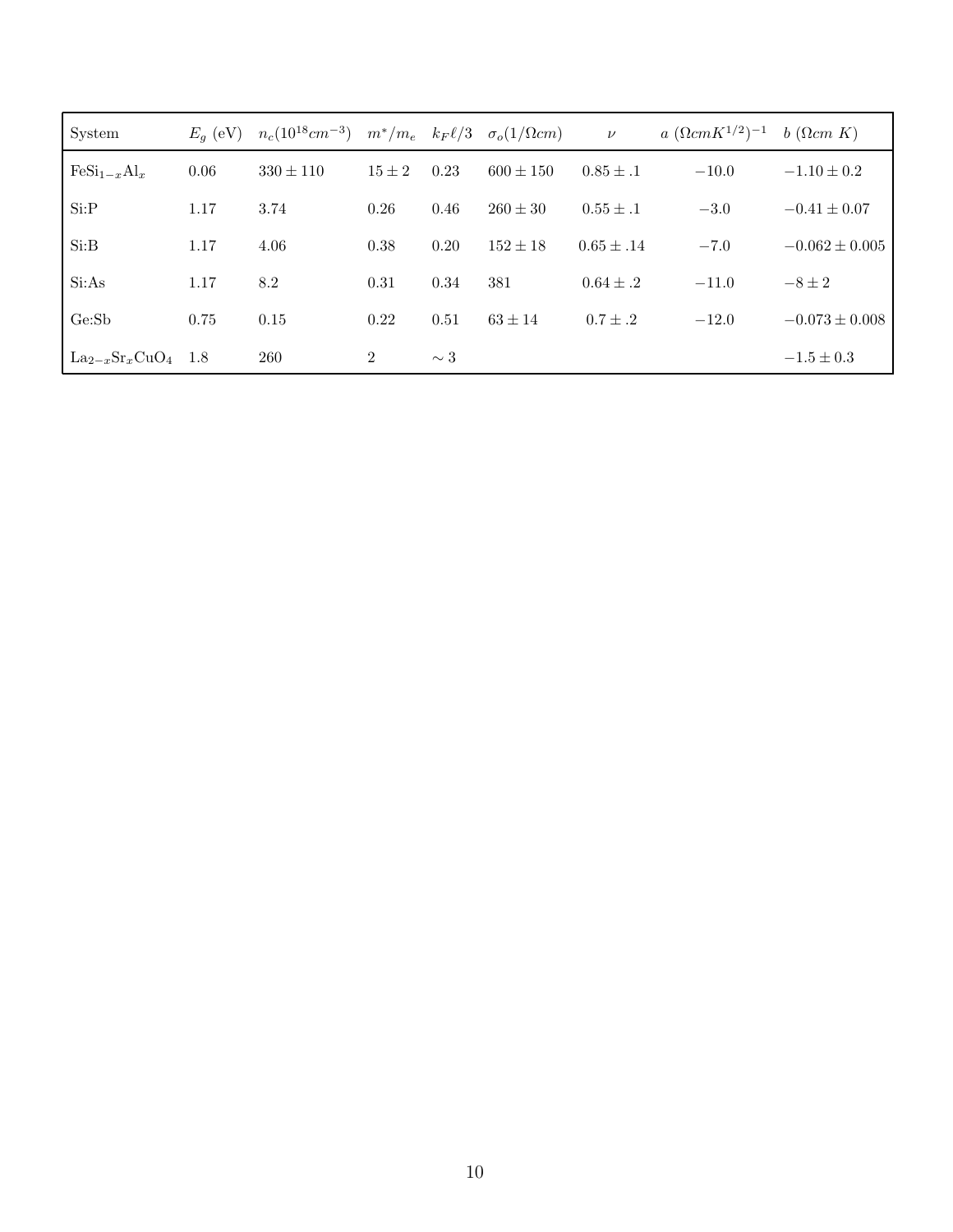| System | $E_g$ (eV) | $n_c(10^{18}cm^{-3})$ | $m^*/m_e$ | $k_F\ell/3$ | $\sigma_o(1/\Omega cm)$ | $\nu$ | $a$ $(\Omega cm K^{1/2})^{-1}$ | $b$ $(\Omega cm$ $K)$ |
|---|---|---|---|---|---|---|---|---|
| $FeSi_{1-x}Al_x$ | 0.06 | $330 \pm 110$ | $15 \pm 2$ | 0.23 | $600 \pm 150$ | $0.85 \pm .1$ | $-10.0$ | $-1.10 \pm 0.2$ |
| Si:P | 1.17 | 3.74 | 0.26 | 0.46 | $260 \pm 30$ | $0.55 \pm .1$ | $-3.0$ | $-0.41 \pm 0.07$ |
| Si:B | 1.17 | 4.06 | 0.38 | 0.20 | $152 \pm 18$ | $0.65 \pm .14$ | $-7.0$ | $-0.062 \pm 0.005$ |
| Si:As | 1.17 | 8.2 | 0.31 | 0.34 | 381 | $0.64 \pm .2$ | $-11.0$ | $-8 \pm 2$ |
| Ge:Sb | 0.75 | 0.15 | 0.22 | 0.51 | $63 \pm 14$ | $0.7 \pm .2$ | $-12.0$ | $-0.073 \pm 0.008$ |
| $La_{2-x}Sr_xCuO_4$ | 1.8 | 260 | 2 | $\sim 3$ | | | | $-1.5 \pm 0.3$ |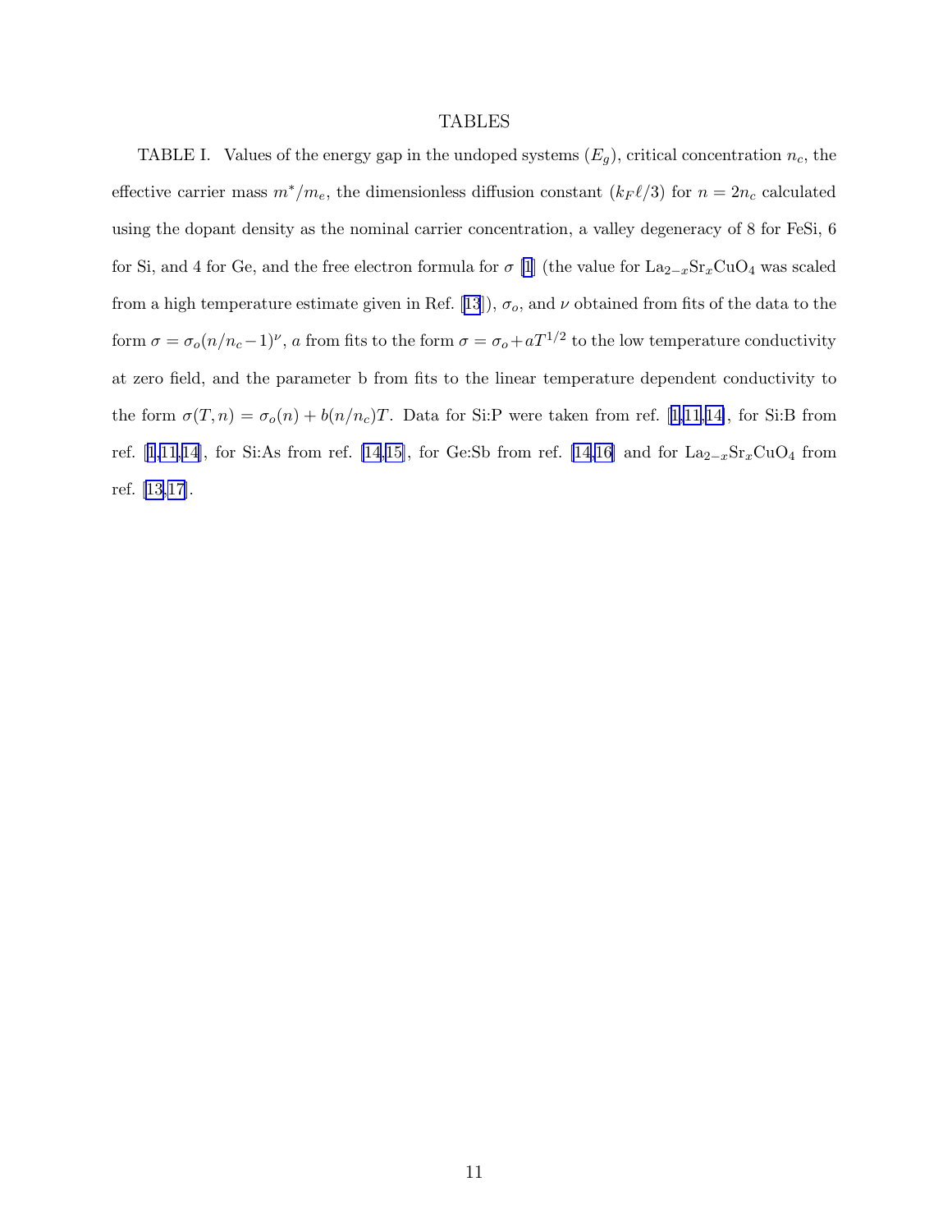# TABLES

TABLE I. Values of the energy gap in the undoped systems ($E_g$), critical concentration $n_c$, the effective carrier mass $m^*/m_e$, the dimensionless diffusion constant ($k_F\ell/3$) for $n = 2n_c$ calculated using the dopant density as the nominal carrier concentration, a valley degeneracy of 8 for FeSi, 6 for Si, and 4 for Ge, and the free electron formula for $\sigma$ [1] (the value for $La_{2-x}Sr_xCuO_4$ was scaled from a high temperature estimate given in Ref. [13]), $\sigma_o$, and $\nu$ obtained from fits of the data to the form $\sigma = \sigma_o(n/n_c - 1)^\nu$, $a$ from fits to the form $\sigma = \sigma_o + aT^{1/2}$ to the low temperature conductivity at zero field, and the parameter b from fits to the linear temperature dependent conductivity to the form $\sigma(T, n) = \sigma_o(n) + b(n/n_c)T$. Data for Si:P were taken from ref. [1,11,14], for Si:B from ref. [1,11,14], for Si:As from ref. [14,15], for Ge:Sb from ref. [14,16] and for $La_{2-x}Sr_xCuO_4$ from ref. [13,17].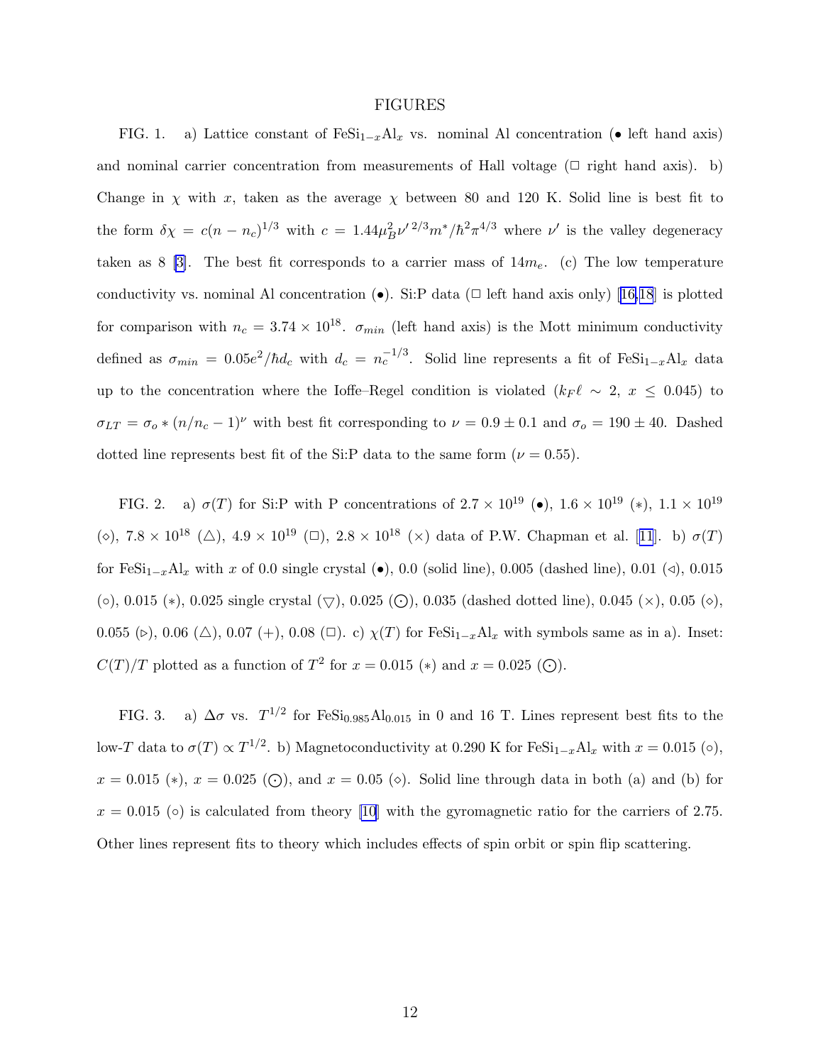# FIGURES

FIG. 1. a) Lattice constant of $FeSi_{1-x}Al_x$ vs. nominal Al concentration (• left hand axis) and nominal carrier concentration from measurements of Hall voltage (□ right hand axis). b) Change in $\chi$ with $x$, taken as the average $\chi$ between 80 and 120 K. Solid line is best fit to the form $\delta\chi = c(n - n_c)^{1/3}$ with $c = 1.44\mu_B^2 \nu'^{\,2/3} m^*/\hbar^2\pi^{4/3}$ where $\nu'$ is the valley degeneracy taken as 8 [3]. The best fit corresponds to a carrier mass of $14m_e$. (c) The low temperature conductivity vs. nominal Al concentration (•). Si:P data (□ left hand axis only) [16,18] is plotted for comparison with $n_c = 3.74 \times 10^{18}$. $\sigma_{min}$ (left hand axis) is the Mott minimum conductivity defined as $\sigma_{min} = 0.05e^2/\hbar d_c$ with $d_c = n_c^{-1/3}$. Solid line represents a fit of $FeSi_{1-x}Al_x$ data up to the concentration where the Ioffe–Regel condition is violated ($k_F\ell \sim 2$, $x \leq 0.045$) to $\sigma_{LT} = \sigma_o * (n/n_c - 1)^\nu$ with best fit corresponding to $\nu = 0.9 \pm 0.1$ and $\sigma_o = 190 \pm 40$. Dashed dotted line represents best fit of the Si:P data to the same form ($\nu = 0.55$).

FIG. 2. a) $\sigma(T)$ for Si:P with P concentrations of $2.7 \times 10^{19}$ (•), $1.6 \times 10^{19}$ (∗), $1.1 \times 10^{19}$ (⋄), $7.8 \times 10^{18}$ (△), $4.9 \times 10^{19}$ (□), $2.8 \times 10^{18}$ (×) data of P.W. Chapman et al. [11]. b) $\sigma(T)$ for $FeSi_{1-x}Al_x$ with $x$ of 0.0 single crystal (•), 0.0 (solid line), 0.005 (dashed line), 0.01 (◁), 0.015 (○), 0.015 (∗), 0.025 single crystal (▽), 0.025 (⊙), 0.035 (dashed dotted line), 0.045 (×), 0.05 (⋄), 0.055 (▷), 0.06 (△), 0.07 (+), 0.08 (□). c) $\chi(T)$ for $FeSi_{1-x}Al_x$ with symbols same as in a). Inset: $C(T)/T$ plotted as a function of $T^2$ for $x = 0.015$ (∗) and $x = 0.025$ (⊙).

FIG. 3. a) $\Delta\sigma$ vs. $T^{1/2}$ for $FeSi_{0.985}Al_{0.015}$ in 0 and 16 T. Lines represent best fits to the low-$T$ data to $\sigma(T) \propto T^{1/2}$. b) Magnetoconductivity at 0.290 K for $FeSi_{1-x}Al_x$ with $x = 0.015$ (○), $x = 0.015$ (∗), $x = 0.025$ (⊙), and $x = 0.05$ (⋄). Solid line through data in both (a) and (b) for $x = 0.015$ (○) is calculated from theory [10] with the gyromagnetic ratio for the carriers of 2.75. Other lines represent fits to theory which includes effects of spin orbit or spin flip scattering.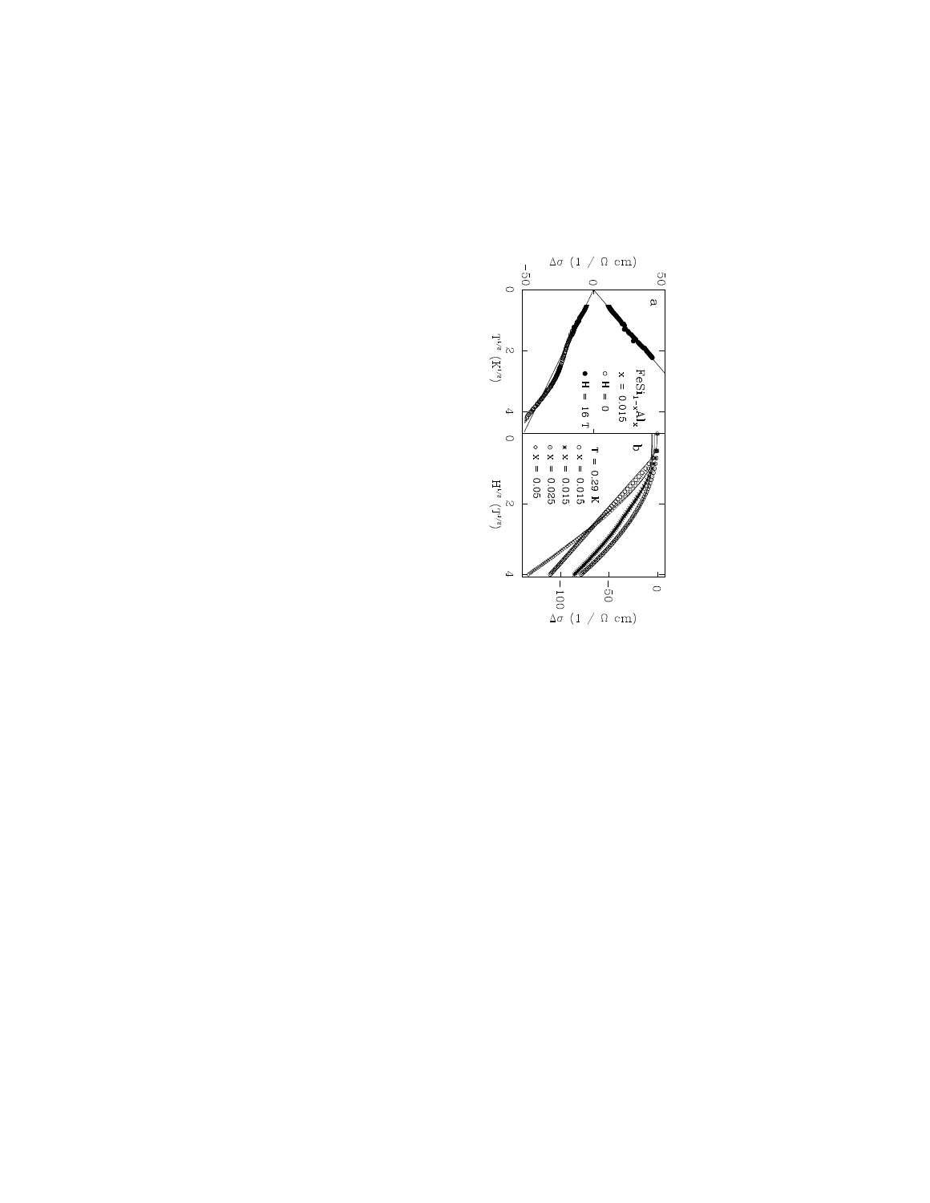a

$FeSi_{1-x}Al_x$

x = 0.015

○ H = 0

● H = 16 T

$\Delta\sigma$ (1 / Ω cm)

$T^{1/2}$ ($K^{1/2}$)

b

T = 0.29 K

○ x = 0.015

∗ x = 0.015

○ X = 0.025

◇ X = 0.05

$H^{1/2}$ ($T^{1/2}$)

$\Delta\sigma$ (1 / Ω cm)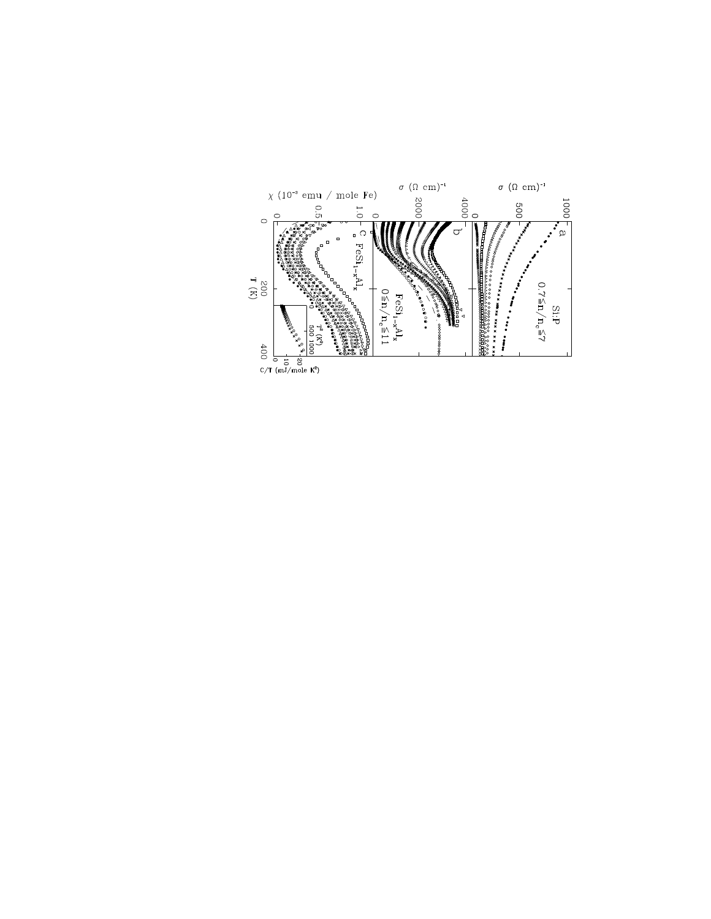σ (Ω cm)$^{-1}$

1000

500

0

a

Si:P

$0.7 \leq n/n_c \leq 7$

σ (Ω cm)$^{-1}$

4000

2000

0

b

$FeSi_{1-x}Al_x$

$0 \leq n/n_c \leq 11$

χ ($10^{-3}$ emu / mole Fe)

1.0

0.5

0

c $FeSi_{1-x}Al_x$

0

200

400

T (K)

$T^2$ ($K^2$)

500 1000

0 10 20

C/T (mJ/mole $K^2$)